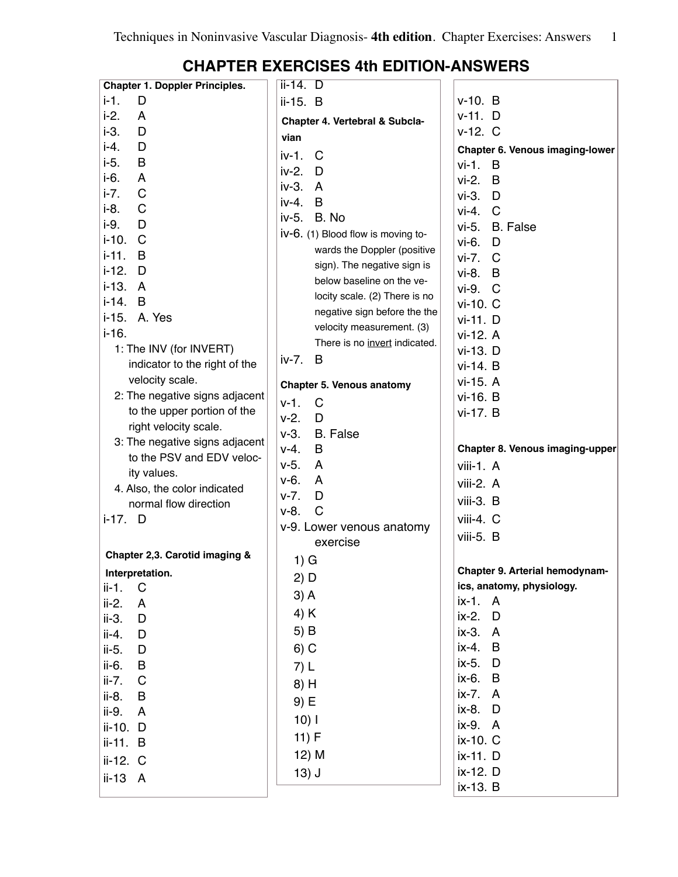# CHAPTER EXERCISES 4th EDITION-ANSWERS

**Chapter 1. Doppler Principles.**

i-1. D
i-2. A
i-3. D
i-4. D
i-5. B
i-6. A
i-7. C
i-8. C
i-9. D
i-10. C
i-11. B
i-12. D
i-13. A
i-14. B
i-15. A. Yes
i-16.
1: The INV (for INVERT) indicator to the right of the velocity scale.
2: The negative signs adjacent to the upper portion of the right velocity scale.
3: The negative signs adjacent to the PSV and EDV velocity values.
4. Also, the color indicated normal flow direction
i-17. D

**Chapter 2,3. Carotid imaging & Interpretation.**

ii-1. C
ii-2. A
ii-3. D
ii-4. D
ii-5. D
ii-6. B
ii-7. C
ii-8. B
ii-9. A
ii-10. D
ii-11. B
ii-12. C
ii-13 A
ii-14. D
ii-15. B

**Chapter 4. Vertebral & Subclavian**

iv-1. C
iv-2. D
iv-3. A
iv-4. B
iv-5. B. No
iv-6. (1) Blood flow is moving towards the Doppler (positive sign). The negative sign is below baseline on the velocity scale. (2) There is no negative sign before the the velocity measurement. (3) There is no invert indicated.
iv-7. B

**Chapter 5. Venous anatomy**

v-1. C
v-2. D
v-3. B. False
v-4. B
v-5. A
v-6. A
v-7. D
v-8. C
v-9. Lower venous anatomy exercise
1) G
2) D
3) A
4) K
5) B
6) C
7) L
8) H
9) E
10) I
11) F
12) M
13) J
v-10. B
v-11. D
v-12. C

**Chapter 6. Venous imaging-lower**

vi-1. B
vi-2. B
vi-3. D
vi-4. C
vi-5. B. False
vi-6. D
vi-7. C
vi-8. B
vi-9. C
vi-10. C
vi-11. D
vi-12. A
vi-13. D
vi-14. B
vi-15. A
vi-16. B
vi-17. B

**Chapter 8. Venous imaging-upper**

viii-1. A
viii-2. A
viii-3. B
viii-4. C
viii-5. B

**Chapter 9. Arterial hemodynamics, anatomy, physiology.**

ix-1. A
ix-2. D
ix-3. A
ix-4. B
ix-5. D
ix-6. B
ix-7. A
ix-8. D
ix-9. A
ix-10. C
ix-11. D
ix-12. D
ix-13. B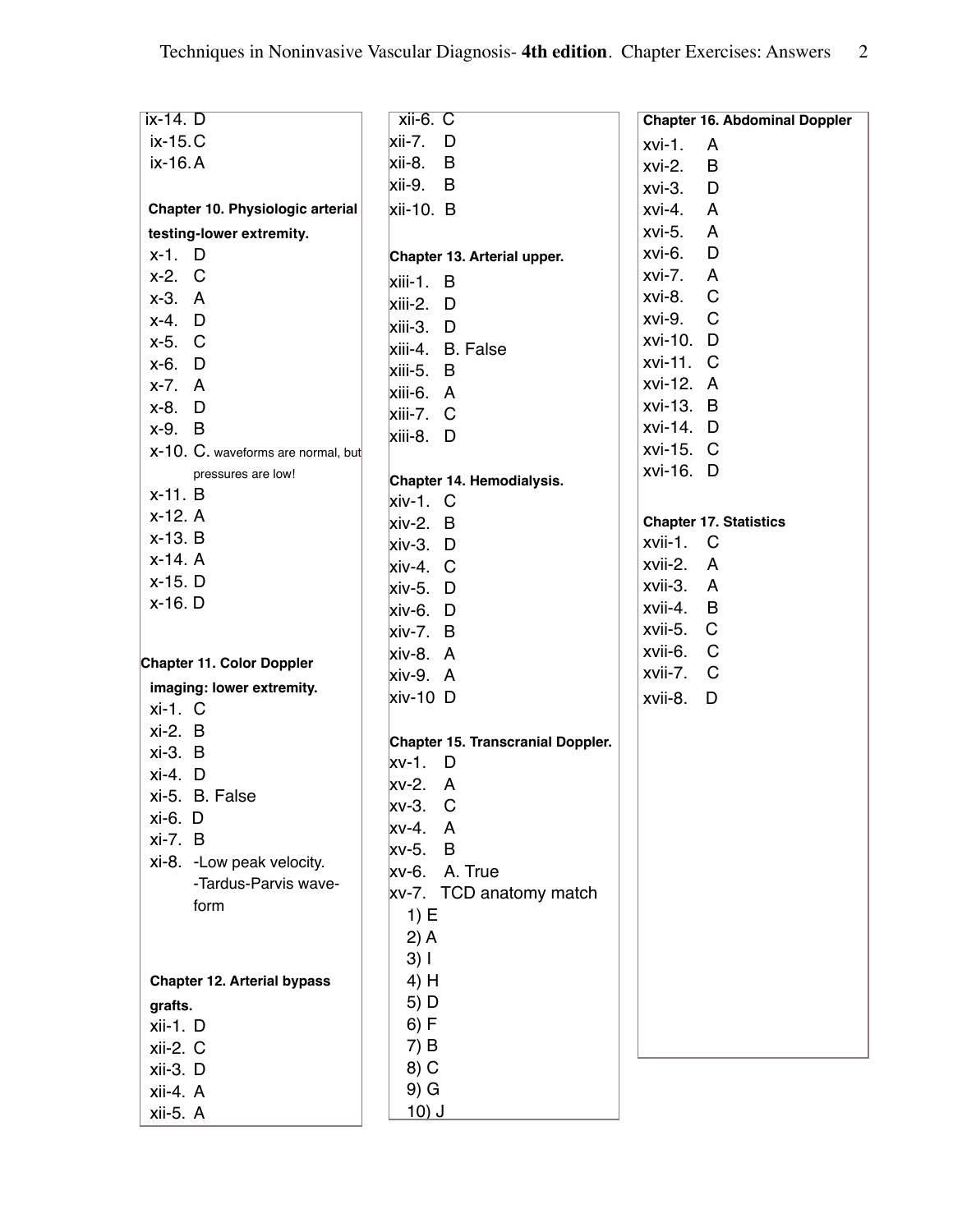ix-14. D
ix-15. C
ix-16. A

**Chapter 10. Physiologic arterial testing-lower extremity.**

x-1. D
x-2. C
x-3. A
x-4. D
x-5. C
x-6. D
x-7. A
x-8. D
x-9. B
x-10. C. waveforms are normal, but pressures are low!
x-11. B
x-12. A
x-13. B
x-14. A
x-15. D
x-16. D

**Chapter 11. Color Doppler imaging: lower extremity.**

xi-1. C
xi-2. B
xi-3. B
xi-4. D
xi-5. B. False
xi-6. D
xi-7. B
xi-8. -Low peak velocity.
-Tardus-Parvis wave-form

**Chapter 12. Arterial bypass grafts.**

xii-1. D
xii-2. C
xii-3. D
xii-4. A
xii-5. A
xii-6. C
xii-7. D
xii-8. B
xii-9. B
xii-10. B

**Chapter 13. Arterial upper.**

xiii-1. B
xiii-2. D
xiii-3. D
xiii-4. B. False
xiii-5. B
xiii-6. A
xiii-7. C
xiii-8. D

**Chapter 14. Hemodialysis.**

xiv-1. C
xiv-2. B
xiv-3. D
xiv-4. C
xiv-5. D
xiv-6. D
xiv-7. B
xiv-8. A
xiv-9. A
xiv-10 D

**Chapter 15. Transcranial Doppler.**

xv-1. D
xv-2. A
xv-3. C
xv-4. A
xv-5. B
xv-6. A. True
xv-7. TCD anatomy match
1) E
2) A
3) I
4) H
5) D
6) F
7) B
8) C
9) G
10) J

**Chapter 16. Abdominal Doppler**

xvi-1. A
xvi-2. B
xvi-3. D
xvi-4. A
xvi-5. A
xvi-6. D
xvi-7. A
xvi-8. C
xvi-9. C
xvi-10. D
xvi-11. C
xvi-12. A
xvi-13. B
xvi-14. D
xvi-15. C
xvi-16. D

**Chapter 17. Statistics**

xvii-1. C
xvii-2. A
xvii-3. A
xvii-4. B
xvii-5. C
xvii-6. C
xvii-7. C
xvii-8. D